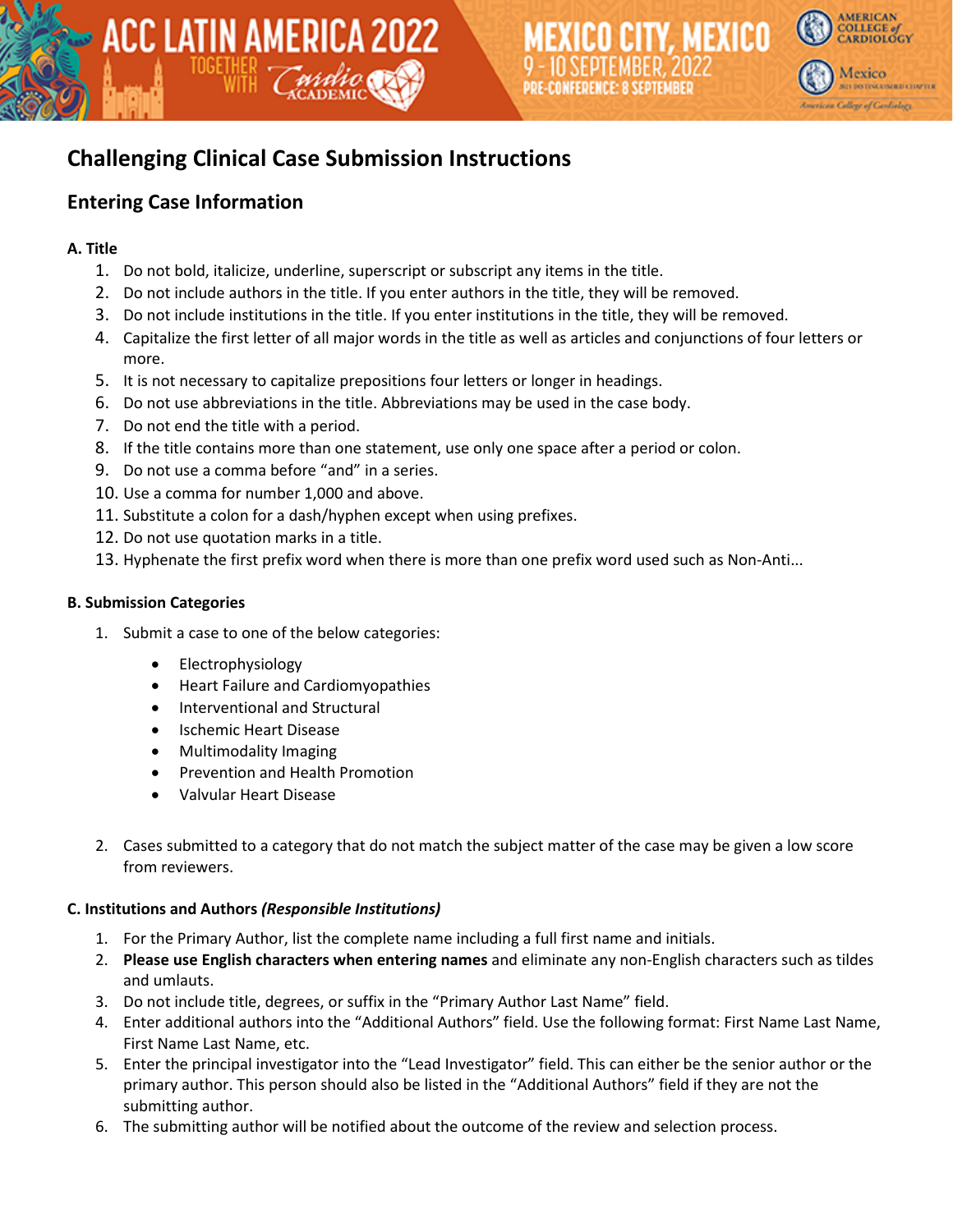# Challenging Clinical Case Submission Instructions

## Entering Case Information

### A. Title

1. Do not bold, italicize, underline, superscript or subscript any items in the title.
2. Do not include authors in the title. If you enter authors in the title, they will be removed.
3. Do not include institutions in the title. If you enter institutions in the title, they will be removed.
4. Capitalize the first letter of all major words in the title as well as articles and conjunctions of four letters or more.
5. It is not necessary to capitalize prepositions four letters or longer in headings.
6. Do not use abbreviations in the title. Abbreviations may be used in the case body.
7. Do not end the title with a period.
8. If the title contains more than one statement, use only one space after a period or colon.
9. Do not use a comma before "and" in a series.
10. Use a comma for number 1,000 and above.
11. Substitute a colon for a dash/hyphen except when using prefixes.
12. Do not use quotation marks in a title.
13. Hyphenate the first prefix word when there is more than one prefix word used such as Non-Anti...

### B. Submission Categories

1. Submit a case to one of the below categories:
   - Electrophysiology
   - Heart Failure and Cardiomyopathies
   - Interventional and Structural
   - Ischemic Heart Disease
   - Multimodality Imaging
   - Prevention and Health Promotion
   - Valvular Heart Disease

2. Cases submitted to a category that do not match the subject matter of the case may be given a low score from reviewers.

### C. Institutions and Authors *(Responsible Institutions)*

1. For the Primary Author, list the complete name including a full first name and initials.
2. **Please use English characters when entering names** and eliminate any non-English characters such as tildes and umlauts.
3. Do not include title, degrees, or suffix in the "Primary Author Last Name" field.
4. Enter additional authors into the "Additional Authors" field. Use the following format: First Name Last Name, First Name Last Name, etc.
5. Enter the principal investigator into the "Lead Investigator" field. This can either be the senior author or the primary author. This person should also be listed in the "Additional Authors" field if they are not the submitting author.
6. The submitting author will be notified about the outcome of the review and selection process.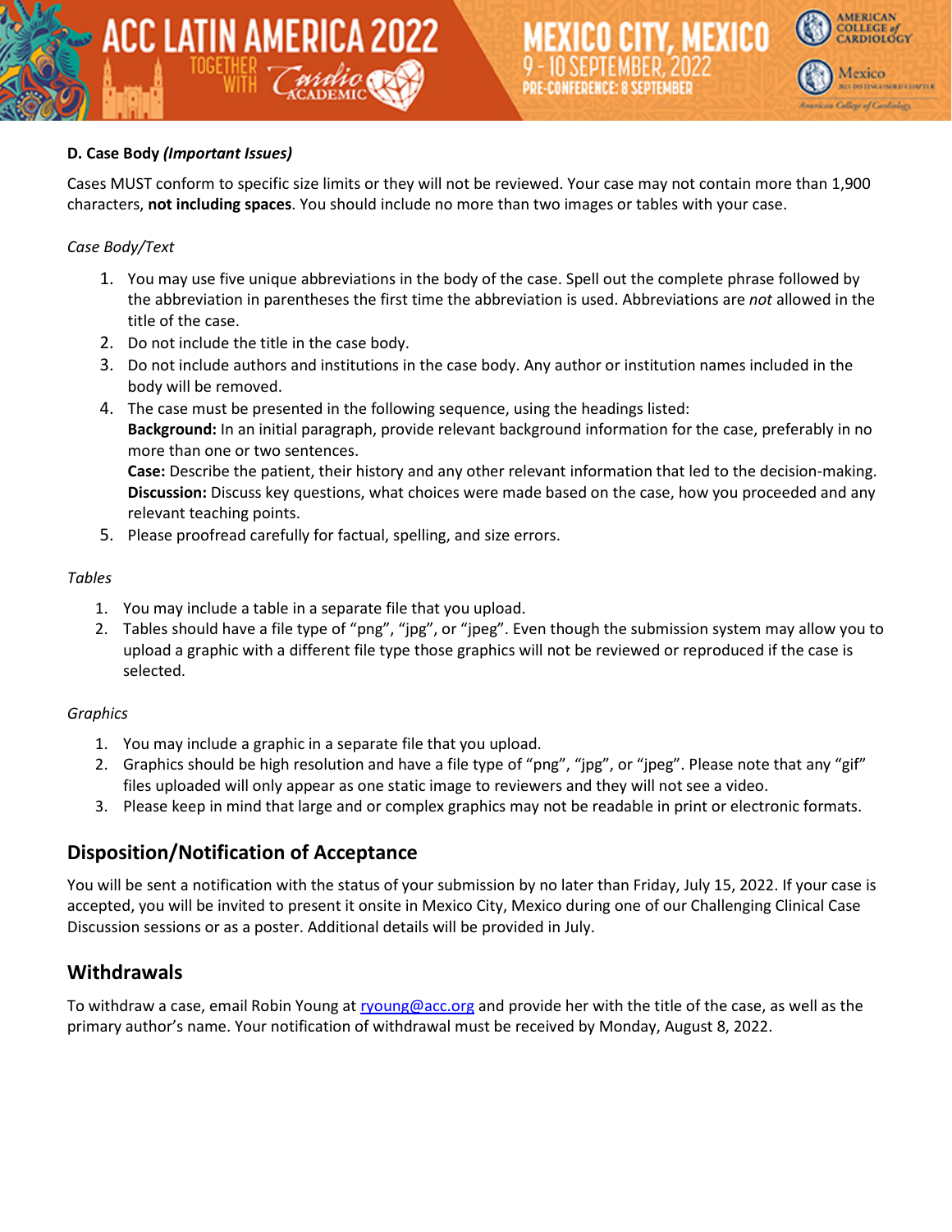**D. Case Body *(Important Issues)***

Cases MUST conform to specific size limits or they will not be reviewed. Your case may not contain more than 1,900 characters, **not including spaces**. You should include no more than two images or tables with your case.

*Case Body/Text*

1. You may use five unique abbreviations in the body of the case. Spell out the complete phrase followed by the abbreviation in parentheses the first time the abbreviation is used. Abbreviations are *not* allowed in the title of the case.
2. Do not include the title in the case body.
3. Do not include authors and institutions in the case body. Any author or institution names included in the body will be removed.
4. The case must be presented in the following sequence, using the headings listed:
   **Background:** In an initial paragraph, provide relevant background information for the case, preferably in no more than one or two sentences.
   **Case:** Describe the patient, their history and any other relevant information that led to the decision-making.
   **Discussion:** Discuss key questions, what choices were made based on the case, how you proceeded and any relevant teaching points.
5. Please proofread carefully for factual, spelling, and size errors.

*Tables*

1. You may include a table in a separate file that you upload.
2. Tables should have a file type of "png", "jpg", or "jpeg". Even though the submission system may allow you to upload a graphic with a different file type those graphics will not be reviewed or reproduced if the case is selected.

*Graphics*

1. You may include a graphic in a separate file that you upload.
2. Graphics should be high resolution and have a file type of "png", "jpg", or "jpeg". Please note that any "gif" files uploaded will only appear as one static image to reviewers and they will not see a video.
3. Please keep in mind that large and or complex graphics may not be readable in print or electronic formats.

## Disposition/Notification of Acceptance

You will be sent a notification with the status of your submission by no later than Friday, July 15, 2022. If your case is accepted, you will be invited to present it onsite in Mexico City, Mexico during one of our Challenging Clinical Case Discussion sessions or as a poster. Additional details will be provided in July.

## Withdrawals

To withdraw a case, email Robin Young at ryoung@acc.org and provide her with the title of the case, as well as the primary author's name. Your notification of withdrawal must be received by Monday, August 8, 2022.